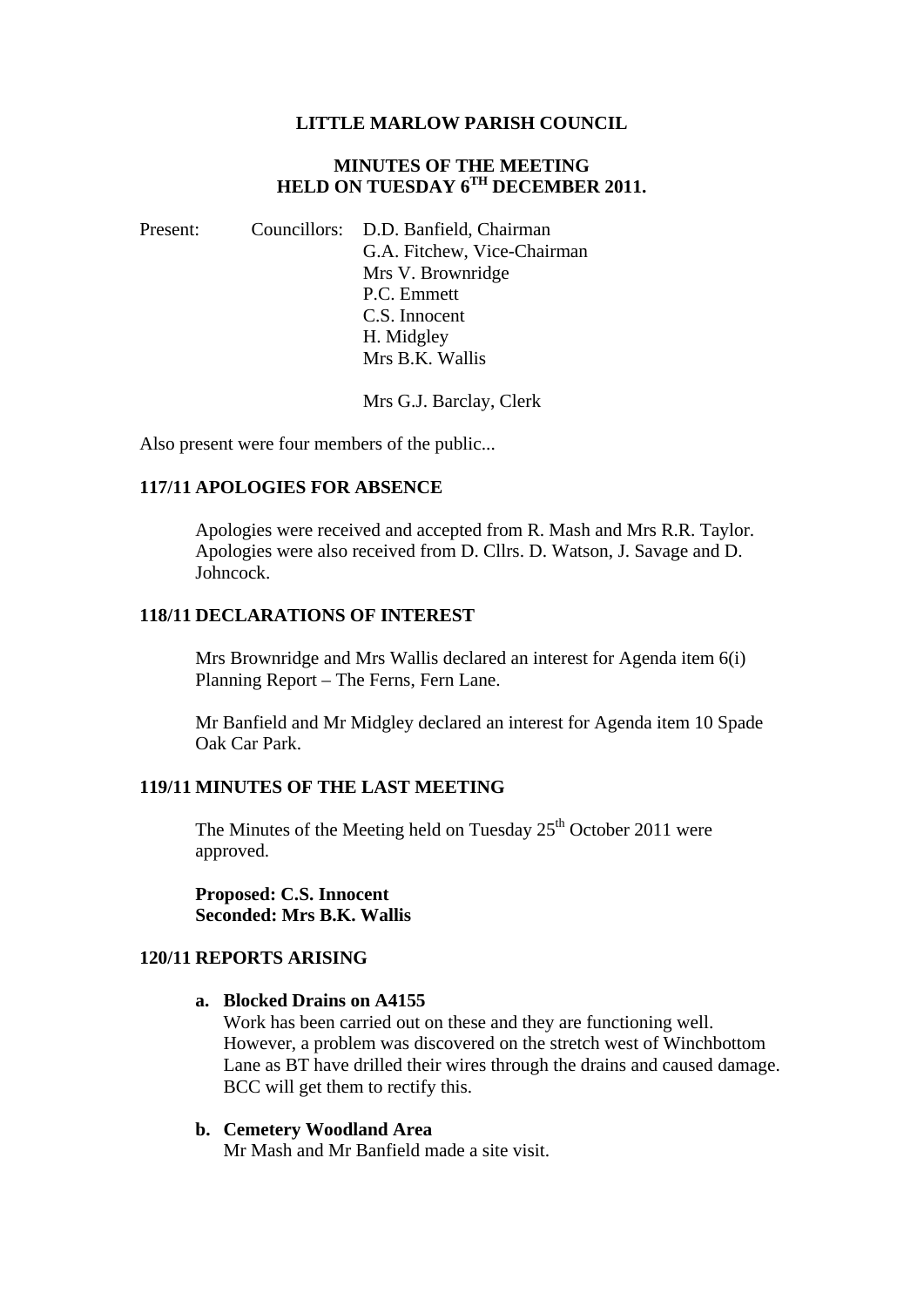# LITTLE MARLOW PARISH COUNCIL

## MINUTES OF THE MEETING HELD ON TUESDAY 6TH DECEMBER 2011.

Present: Councillors: D.D. Banfield, Chairman
G.A. Fitchew, Vice-Chairman
Mrs V. Brownridge
P.C. Emmett
C.S. Innocent
H. Midgley
Mrs B.K. Wallis

Mrs G.J. Barclay, Clerk

Also present were four members of the public...

### 117/11 APOLOGIES FOR ABSENCE

Apologies were received and accepted from R. Mash and Mrs R.R. Taylor. Apologies were also received from D. Cllrs. D. Watson, J. Savage and D. Johncock.

### 118/11 DECLARATIONS OF INTEREST

Mrs Brownridge and Mrs Wallis declared an interest for Agenda item 6(i) Planning Report – The Ferns, Fern Lane.

Mr Banfield and Mr Midgley declared an interest for Agenda item 10 Spade Oak Car Park.

### 119/11 MINUTES OF THE LAST MEETING

The Minutes of the Meeting held on Tuesday 25th October 2011 were approved.

**Proposed: C.S. Innocent**
**Seconded: Mrs B.K. Wallis**

### 120/11 REPORTS ARISING

**a. Blocked Drains on A4155**
Work has been carried out on these and they are functioning well. However, a problem was discovered on the stretch west of Winchbottom Lane as BT have drilled their wires through the drains and caused damage. BCC will get them to rectify this.

**b. Cemetery Woodland Area**
Mr Mash and Mr Banfield made a site visit.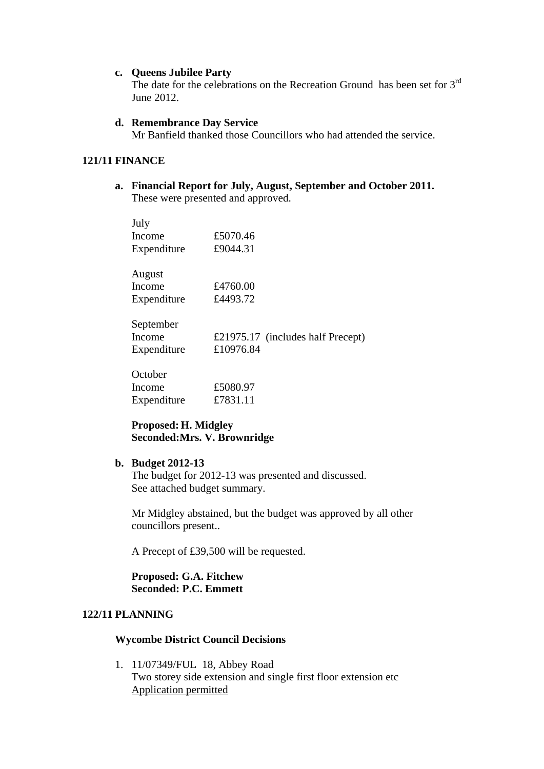**c. Queens Jubilee Party**

The date for the celebrations on the Recreation Ground has been set for 3rd June 2012.

**d. Remembrance Day Service**

Mr Banfield thanked those Councillors who had attended the service.

## 121/11 FINANCE

**a. Financial Report for July, August, September and October 2011.**

These were presented and approved.

| | |
|---|---|
| July | |
| Income | £5070.46 |
| Expenditure | £9044.31 |
| August | |
| Income | £4760.00 |
| Expenditure | £4493.72 |
| September | |
| Income | £21975.17 (includes half Precept) |
| Expenditure | £10976.84 |
| October | |
| Income | £5080.97 |
| Expenditure | £7831.11 |

**Proposed: H. Midgley**
**Seconded:Mrs. V. Brownridge**

**b. Budget 2012-13**

The budget for 2012-13 was presented and discussed.
See attached budget summary.

Mr Midgley abstained, but the budget was approved by all other councillors present..

A Precept of £39,500 will be requested.

**Proposed: G.A. Fitchew**
**Seconded: P.C. Emmett**

## 122/11 PLANNING

**Wycombe District Council Decisions**

1. 11/07349/FUL 18, Abbey Road
   Two storey side extension and single first floor extension etc
   Application permitted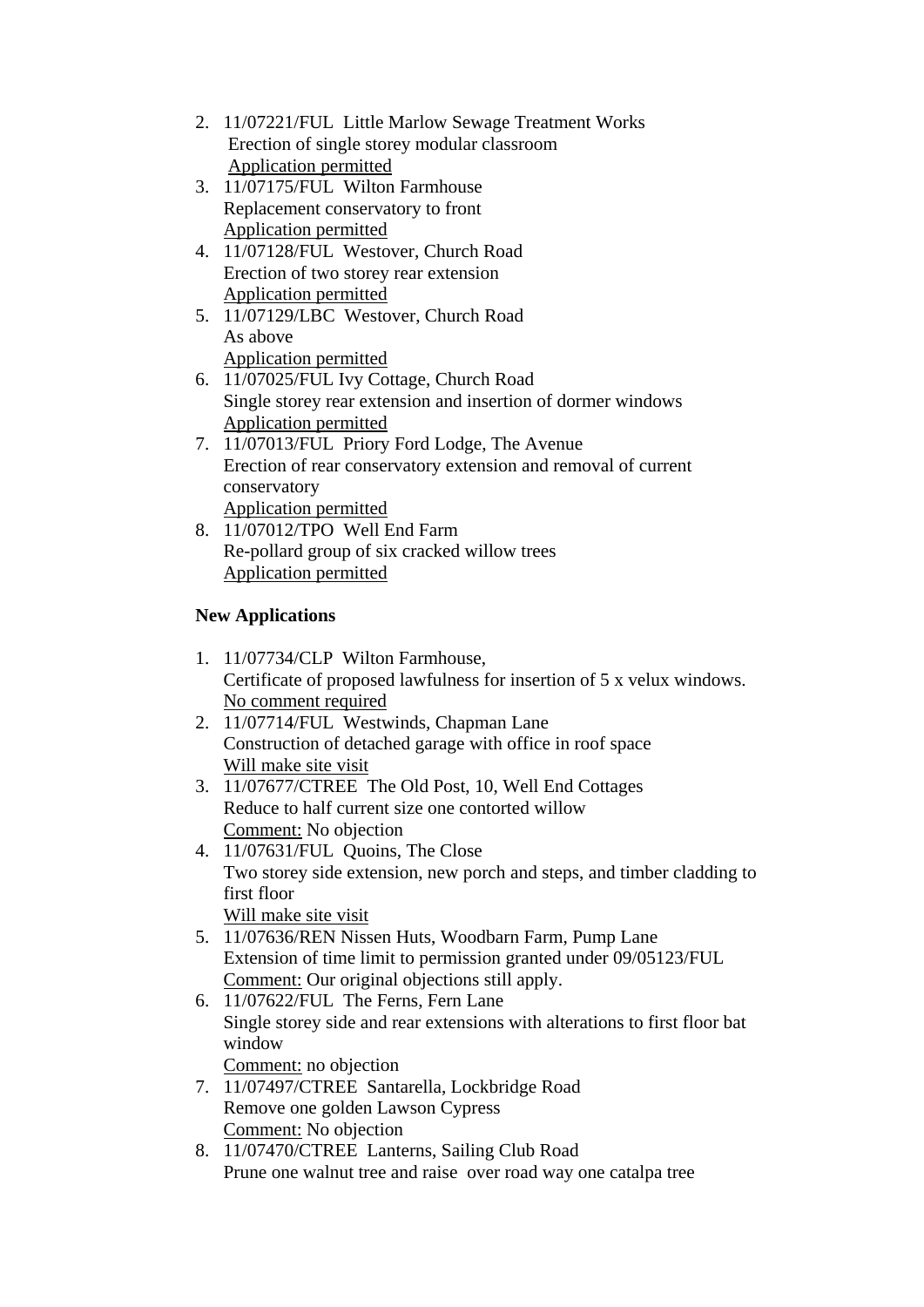2. 11/07221/FUL Little Marlow Sewage Treatment Works  
   Erection of single storey modular classroom  
   <u>Application permitted</u>
3. 11/07175/FUL Wilton Farmhouse  
   Replacement conservatory to front  
   <u>Application permitted</u>
4. 11/07128/FUL Westover, Church Road  
   Erection of two storey rear extension  
   <u>Application permitted</u>
5. 11/07129/LBC Westover, Church Road  
   As above  
   <u>Application permitted</u>
6. 11/07025/FUL Ivy Cottage, Church Road  
   Single storey rear extension and insertion of dormer windows  
   <u>Application permitted</u>
7. 11/07013/FUL Priory Ford Lodge, The Avenue  
   Erection of rear conservatory extension and removal of current conservatory  
   <u>Application permitted</u>
8. 11/07012/TPO Well End Farm  
   Re-pollard group of six cracked willow trees  
   <u>Application permitted</u>

**New Applications**

1. 11/07734/CLP Wilton Farmhouse,  
   Certificate of proposed lawfulness for insertion of 5 x velux windows.  
   <u>No comment required</u>
2. 11/07714/FUL Westwinds, Chapman Lane  
   Construction of detached garage with office in roof space  
   <u>Will make site visit</u>
3. 11/07677/CTREE The Old Post, 10, Well End Cottages  
   Reduce to half current size one contorted willow  
   <u>Comment:</u> No objection
4. 11/07631/FUL Quoins, The Close  
   Two storey side extension, new porch and steps, and timber cladding to first floor  
   <u>Will make site visit</u>
5. 11/07636/REN Nissen Huts, Woodbarn Farm, Pump Lane  
   Extension of time limit to permission granted under 09/05123/FUL  
   <u>Comment:</u> Our original objections still apply.
6. 11/07622/FUL The Ferns, Fern Lane  
   Single storey side and rear extensions with alterations to first floor bat window  
   <u>Comment:</u> no objection
7. 11/07497/CTREE Santarella, Lockbridge Road  
   Remove one golden Lawson Cypress  
   <u>Comment:</u> No objection
8. 11/07470/CTREE Lanterns, Sailing Club Road  
   Prune one walnut tree and raise over road way one catalpa tree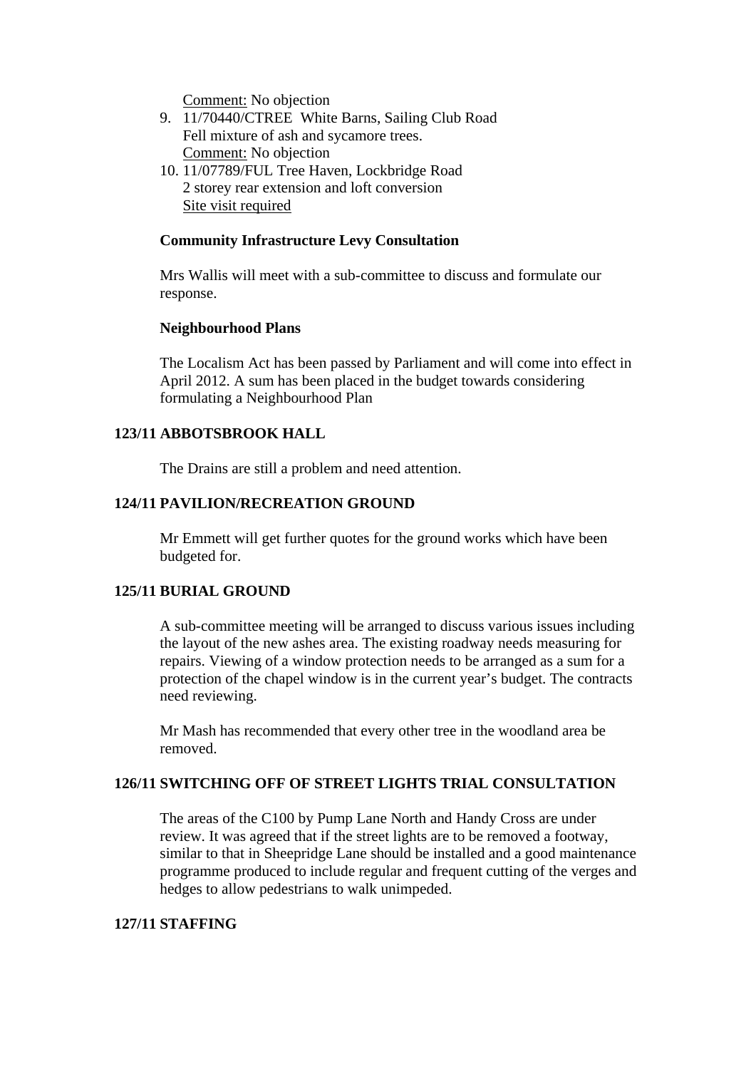Comment: No objection

9. 11/70440/CTREE White Barns, Sailing Club Road
   Fell mixture of ash and sycamore trees.
   Comment: No objection
10. 11/07789/FUL Tree Haven, Lockbridge Road
    2 storey rear extension and loft conversion
    Site visit required

**Community Infrastructure Levy Consultation**

Mrs Wallis will meet with a sub-committee to discuss and formulate our response.

**Neighbourhood Plans**

The Localism Act has been passed by Parliament and will come into effect in April 2012. A sum has been placed in the budget towards considering formulating a Neighbourhood Plan

**123/11 ABBOTSBROOK HALL**

The Drains are still a problem and need attention.

**124/11 PAVILION/RECREATION GROUND**

Mr Emmett will get further quotes for the ground works which have been budgeted for.

**125/11 BURIAL GROUND**

A sub-committee meeting will be arranged to discuss various issues including the layout of the new ashes area. The existing roadway needs measuring for repairs. Viewing of a window protection needs to be arranged as a sum for a protection of the chapel window is in the current year's budget. The contracts need reviewing.

Mr Mash has recommended that every other tree in the woodland area be removed.

**126/11 SWITCHING OFF OF STREET LIGHTS TRIAL CONSULTATION**

The areas of the C100 by Pump Lane North and Handy Cross are under review. It was agreed that if the street lights are to be removed a footway, similar to that in Sheepridge Lane should be installed and a good maintenance programme produced to include regular and frequent cutting of the verges and hedges to allow pedestrians to walk unimpeded.

**127/11 STAFFING**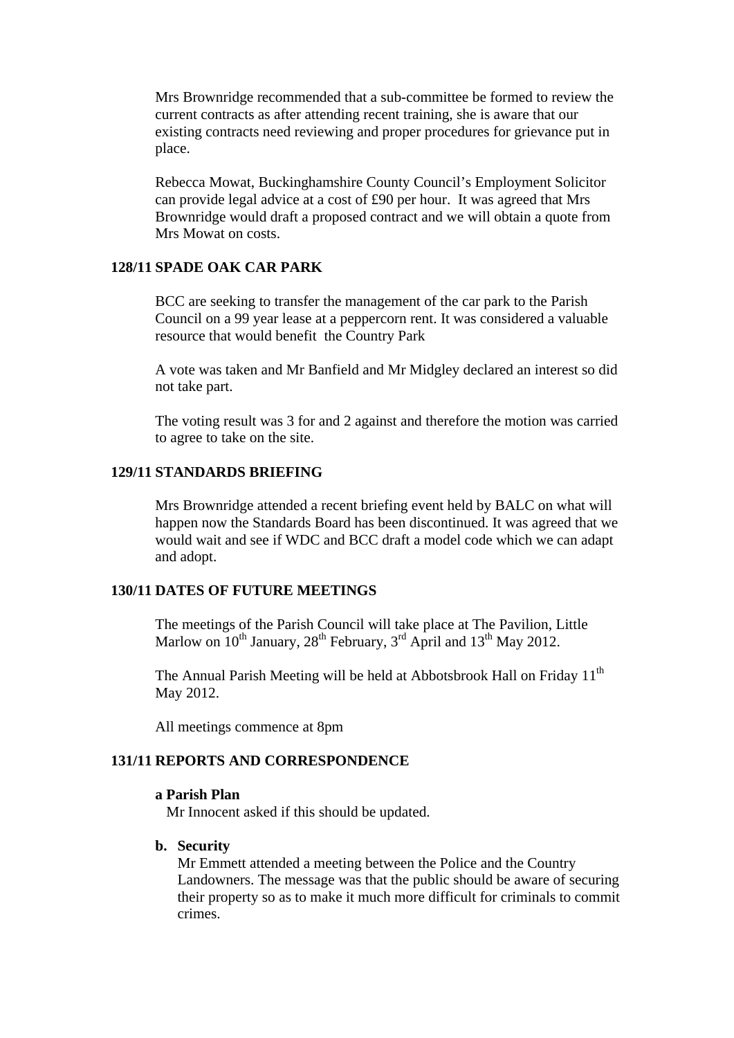Mrs Brownridge recommended that a sub-committee be formed to review the current contracts as after attending recent training, she is aware that our existing contracts need reviewing and proper procedures for grievance put in place.

Rebecca Mowat, Buckinghamshire County Council's Employment Solicitor can provide legal advice at a cost of £90 per hour. It was agreed that Mrs Brownridge would draft a proposed contract and we will obtain a quote from Mrs Mowat on costs.

## 128/11 SPADE OAK CAR PARK

BCC are seeking to transfer the management of the car park to the Parish Council on a 99 year lease at a peppercorn rent. It was considered a valuable resource that would benefit the Country Park

A vote was taken and Mr Banfield and Mr Midgley declared an interest so did not take part.

The voting result was 3 for and 2 against and therefore the motion was carried to agree to take on the site.

## 129/11 STANDARDS BRIEFING

Mrs Brownridge attended a recent briefing event held by BALC on what will happen now the Standards Board has been discontinued. It was agreed that we would wait and see if WDC and BCC draft a model code which we can adapt and adopt.

## 130/11 DATES OF FUTURE MEETINGS

The meetings of the Parish Council will take place at The Pavilion, Little Marlow on 10th January, 28th February, 3rd April and 13th May 2012.

The Annual Parish Meeting will be held at Abbotsbrook Hall on Friday 11th May 2012.

All meetings commence at 8pm

## 131/11 REPORTS AND CORRESPONDENCE

**a Parish Plan**

Mr Innocent asked if this should be updated.

**b. Security**

Mr Emmett attended a meeting between the Police and the Country Landowners. The message was that the public should be aware of securing their property so as to make it much more difficult for criminals to commit crimes.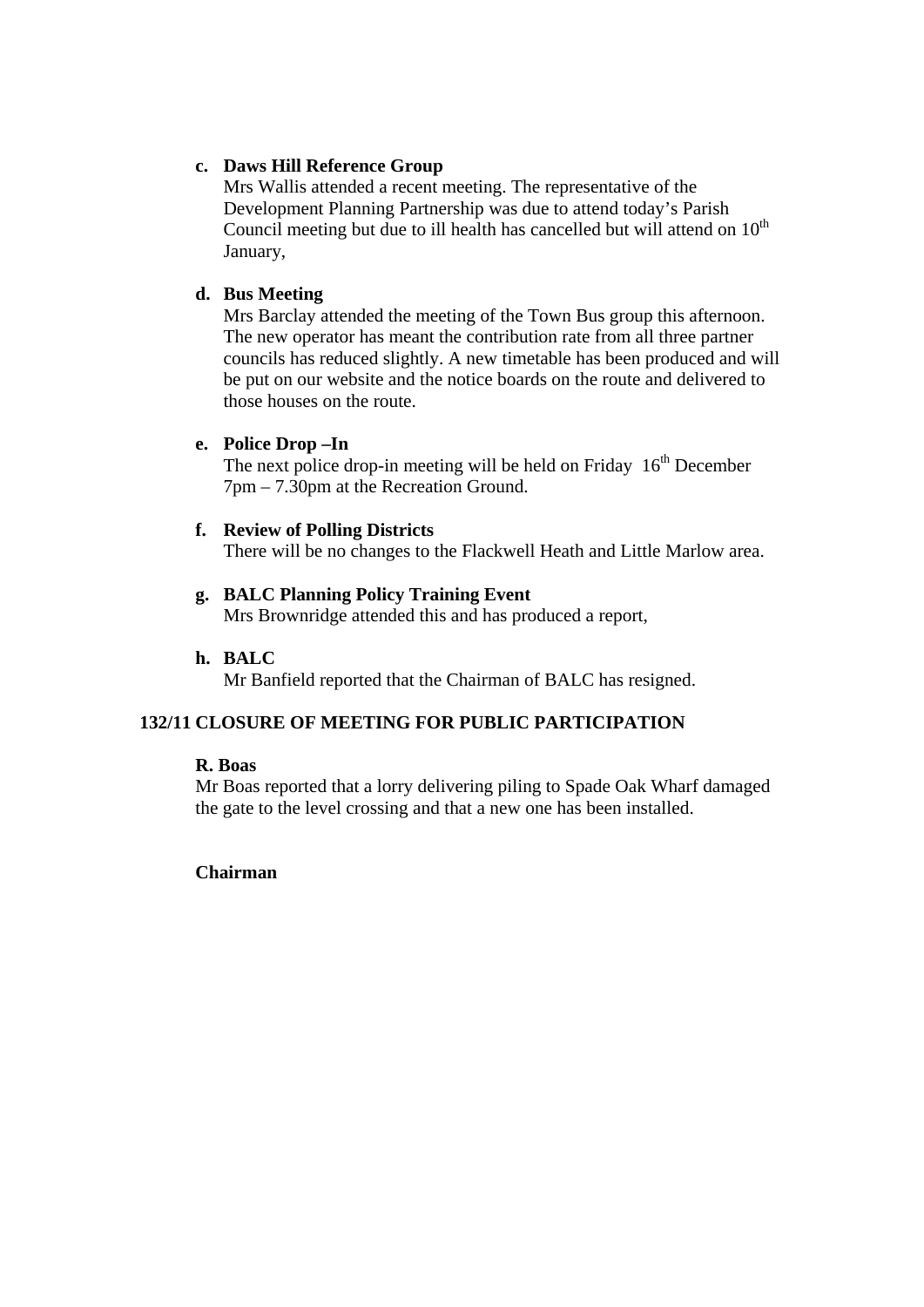c. **Daws Hill Reference Group**
   Mrs Wallis attended a recent meeting. The representative of the Development Planning Partnership was due to attend today's Parish Council meeting but due to ill health has cancelled but will attend on 10th January,

d. **Bus Meeting**
   Mrs Barclay attended the meeting of the Town Bus group this afternoon. The new operator has meant the contribution rate from all three partner councils has reduced slightly. A new timetable has been produced and will be put on our website and the notice boards on the route and delivered to those houses on the route.

e. **Police Drop –In**
   The next police drop-in meeting will be held on Friday 16th December 7pm – 7.30pm at the Recreation Ground.

f. **Review of Polling Districts**
   There will be no changes to the Flackwell Heath and Little Marlow area.

g. **BALC Planning Policy Training Event**
   Mrs Brownridge attended this and has produced a report,

h. **BALC**
   Mr Banfield reported that the Chairman of BALC has resigned.

**132/11 CLOSURE OF MEETING FOR PUBLIC PARTICIPATION**

**R. Boas**
Mr Boas reported that a lorry delivering piling to Spade Oak Wharf damaged the gate to the level crossing and that a new one has been installed.

**Chairman**